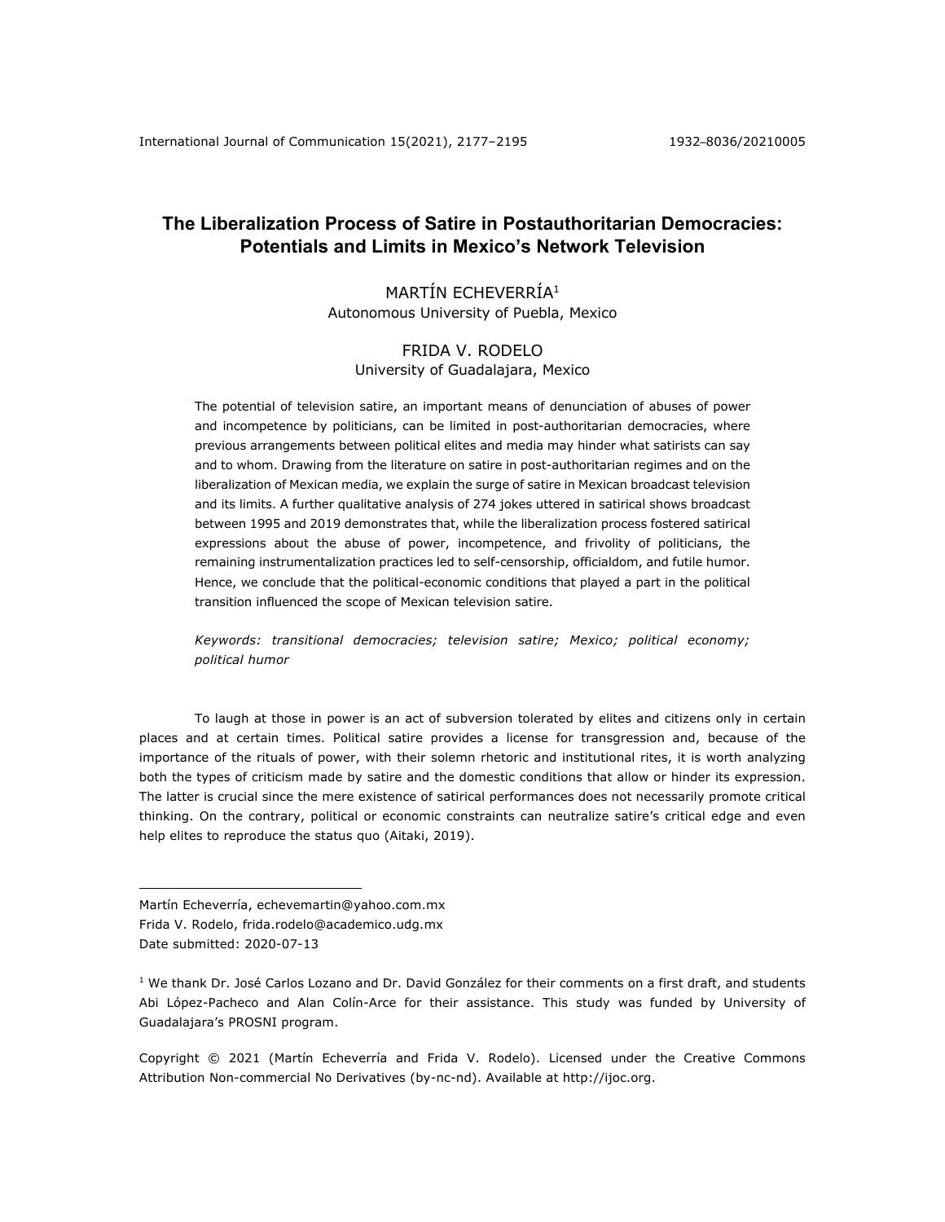# The Liberalization Process of Satire in Postauthoritarian Democracies: Potentials and Limits in Mexico's Network Television

MARTÍN ECHEVERRÍA[1]
Autonomous University of Puebla, Mexico

FRIDA V. RODELO
University of Guadalajara, Mexico

The potential of television satire, an important means of denunciation of abuses of power and incompetence by politicians, can be limited in post-authoritarian democracies, where previous arrangements between political elites and media may hinder what satirists can say and to whom. Drawing from the literature on satire in post-authoritarian regimes and on the liberalization of Mexican media, we explain the surge of satire in Mexican broadcast television and its limits. A further qualitative analysis of 274 jokes uttered in satirical shows broadcast between 1995 and 2019 demonstrates that, while the liberalization process fostered satirical expressions about the abuse of power, incompetence, and frivolity of politicians, the remaining instrumentalization practices led to self-censorship, officialdom, and futile humor. Hence, we conclude that the political-economic conditions that played a part in the political transition influenced the scope of Mexican television satire.

*Keywords: transitional democracies; television satire; Mexico; political economy; political humor*

To laugh at those in power is an act of subversion tolerated by elites and citizens only in certain places and at certain times. Political satire provides a license for transgression and, because of the importance of the rituals of power, with their solemn rhetoric and institutional rites, it is worth analyzing both the types of criticism made by satire and the domestic conditions that allow or hinder its expression. The latter is crucial since the mere existence of satirical performances does not necessarily promote critical thinking. On the contrary, political or economic constraints can neutralize satire's critical edge and even help elites to reproduce the status quo (Aitaki, 2019).

---

Martín Echeverría, echevemartin@yahoo.com.mx
Frida V. Rodelo, frida.rodelo@academico.udg.mx
Date submitted: 2020-07-13

[1] We thank Dr. José Carlos Lozano and Dr. David González for their comments on a first draft, and students Abi López-Pacheco and Alan Colín-Arce for their assistance. This study was funded by University of Guadalajara's PROSNI program.

Copyright © 2021 (Martín Echeverría and Frida V. Rodelo). Licensed under the Creative Commons Attribution Non-commercial No Derivatives (by-nc-nd). Available at http://ijoc.org.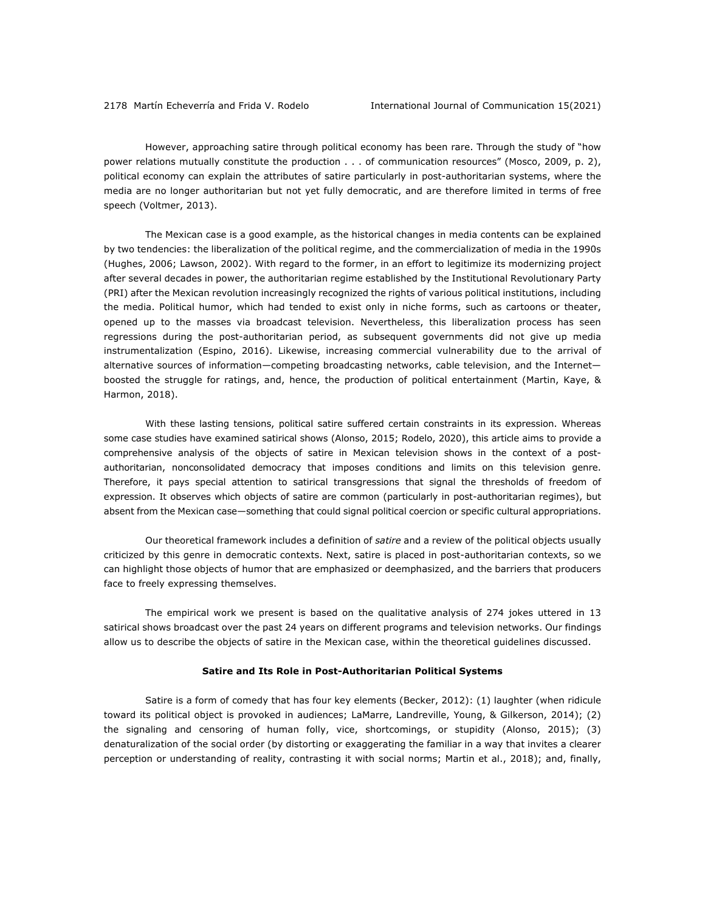However, approaching satire through political economy has been rare. Through the study of "how power relations mutually constitute the production . . . of communication resources" (Mosco, 2009, p. 2), political economy can explain the attributes of satire particularly in post-authoritarian systems, where the media are no longer authoritarian but not yet fully democratic, and are therefore limited in terms of free speech (Voltmer, 2013).

The Mexican case is a good example, as the historical changes in media contents can be explained by two tendencies: the liberalization of the political regime, and the commercialization of media in the 1990s (Hughes, 2006; Lawson, 2002). With regard to the former, in an effort to legitimize its modernizing project after several decades in power, the authoritarian regime established by the Institutional Revolutionary Party (PRI) after the Mexican revolution increasingly recognized the rights of various political institutions, including the media. Political humor, which had tended to exist only in niche forms, such as cartoons or theater, opened up to the masses via broadcast television. Nevertheless, this liberalization process has seen regressions during the post-authoritarian period, as subsequent governments did not give up media instrumentalization (Espino, 2016). Likewise, increasing commercial vulnerability due to the arrival of alternative sources of information—competing broadcasting networks, cable television, and the Internet—boosted the struggle for ratings, and, hence, the production of political entertainment (Martin, Kaye, & Harmon, 2018).

With these lasting tensions, political satire suffered certain constraints in its expression. Whereas some case studies have examined satirical shows (Alonso, 2015; Rodelo, 2020), this article aims to provide a comprehensive analysis of the objects of satire in Mexican television shows in the context of a post-authoritarian, nonconsolidated democracy that imposes conditions and limits on this television genre. Therefore, it pays special attention to satirical transgressions that signal the thresholds of freedom of expression. It observes which objects of satire are common (particularly in post-authoritarian regimes), but absent from the Mexican case—something that could signal political coercion or specific cultural appropriations.

Our theoretical framework includes a definition of *satire* and a review of the political objects usually criticized by this genre in democratic contexts. Next, satire is placed in post-authoritarian contexts, so we can highlight those objects of humor that are emphasized or deemphasized, and the barriers that producers face to freely expressing themselves.

The empirical work we present is based on the qualitative analysis of 274 jokes uttered in 13 satirical shows broadcast over the past 24 years on different programs and television networks. Our findings allow us to describe the objects of satire in the Mexican case, within the theoretical guidelines discussed.

## Satire and Its Role in Post-Authoritarian Political Systems

Satire is a form of comedy that has four key elements (Becker, 2012): (1) laughter (when ridicule toward its political object is provoked in audiences; LaMarre, Landreville, Young, & Gilkerson, 2014); (2) the signaling and censoring of human folly, vice, shortcomings, or stupidity (Alonso, 2015); (3) denaturalization of the social order (by distorting or exaggerating the familiar in a way that invites a clearer perception or understanding of reality, contrasting it with social norms; Martin et al., 2018); and, finally,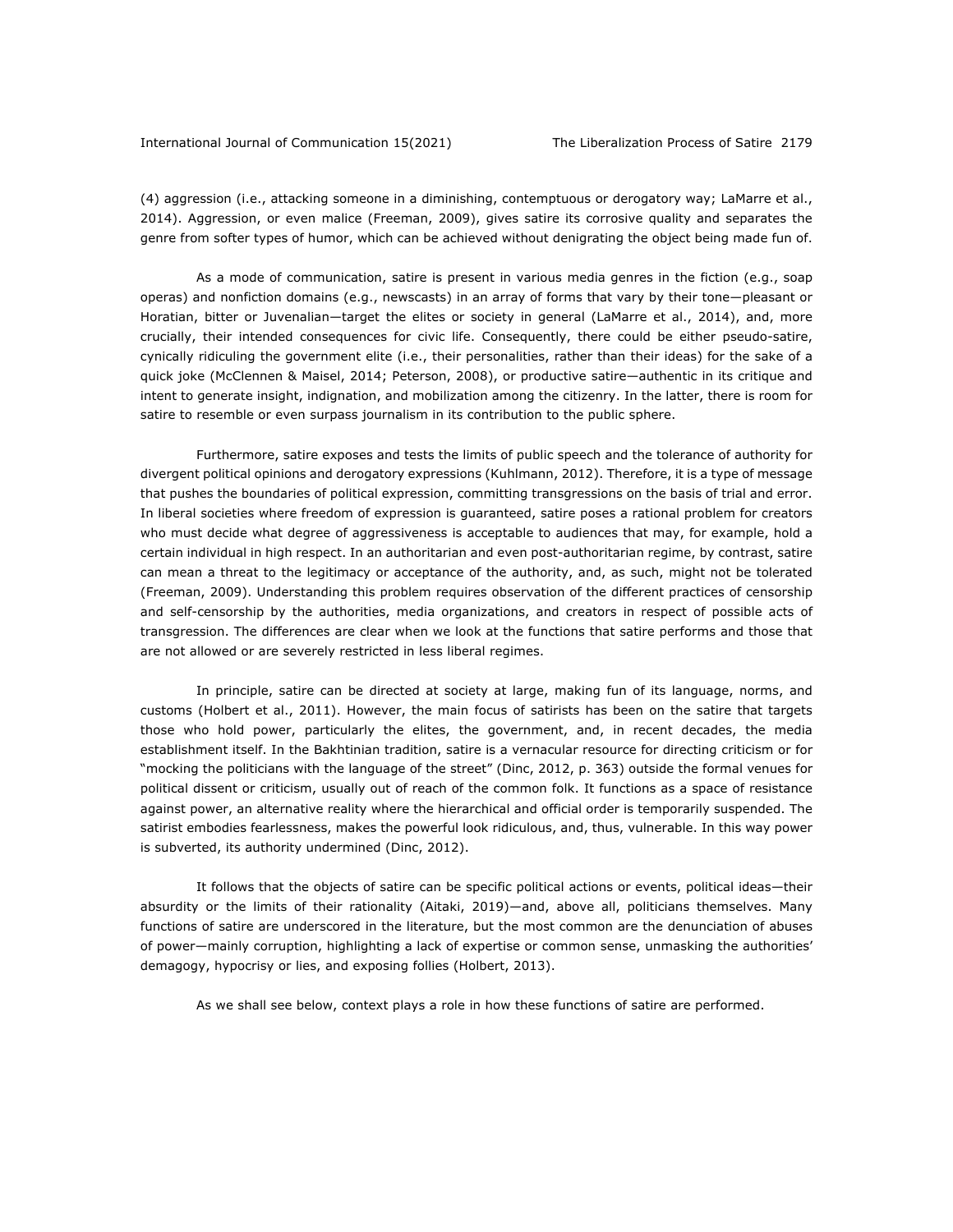(4) aggression (i.e., attacking someone in a diminishing, contemptuous or derogatory way; LaMarre et al., 2014). Aggression, or even malice (Freeman, 2009), gives satire its corrosive quality and separates the genre from softer types of humor, which can be achieved without denigrating the object being made fun of.

As a mode of communication, satire is present in various media genres in the fiction (e.g., soap operas) and nonfiction domains (e.g., newscasts) in an array of forms that vary by their tone—pleasant or Horatian, bitter or Juvenalian—target the elites or society in general (LaMarre et al., 2014), and, more crucially, their intended consequences for civic life. Consequently, there could be either pseudo-satire, cynically ridiculing the government elite (i.e., their personalities, rather than their ideas) for the sake of a quick joke (McClennen & Maisel, 2014; Peterson, 2008), or productive satire—authentic in its critique and intent to generate insight, indignation, and mobilization among the citizenry. In the latter, there is room for satire to resemble or even surpass journalism in its contribution to the public sphere.

Furthermore, satire exposes and tests the limits of public speech and the tolerance of authority for divergent political opinions and derogatory expressions (Kuhlmann, 2012). Therefore, it is a type of message that pushes the boundaries of political expression, committing transgressions on the basis of trial and error. In liberal societies where freedom of expression is guaranteed, satire poses a rational problem for creators who must decide what degree of aggressiveness is acceptable to audiences that may, for example, hold a certain individual in high respect. In an authoritarian and even post-authoritarian regime, by contrast, satire can mean a threat to the legitimacy or acceptance of the authority, and, as such, might not be tolerated (Freeman, 2009). Understanding this problem requires observation of the different practices of censorship and self-censorship by the authorities, media organizations, and creators in respect of possible acts of transgression. The differences are clear when we look at the functions that satire performs and those that are not allowed or are severely restricted in less liberal regimes.

In principle, satire can be directed at society at large, making fun of its language, norms, and customs (Holbert et al., 2011). However, the main focus of satirists has been on the satire that targets those who hold power, particularly the elites, the government, and, in recent decades, the media establishment itself. In the Bakhtinian tradition, satire is a vernacular resource for directing criticism or for "mocking the politicians with the language of the street" (Dinc, 2012, p. 363) outside the formal venues for political dissent or criticism, usually out of reach of the common folk. It functions as a space of resistance against power, an alternative reality where the hierarchical and official order is temporarily suspended. The satirist embodies fearlessness, makes the powerful look ridiculous, and, thus, vulnerable. In this way power is subverted, its authority undermined (Dinc, 2012).

It follows that the objects of satire can be specific political actions or events, political ideas—their absurdity or the limits of their rationality (Aitaki, 2019)—and, above all, politicians themselves. Many functions of satire are underscored in the literature, but the most common are the denunciation of abuses of power—mainly corruption, highlighting a lack of expertise or common sense, unmasking the authorities' demagogy, hypocrisy or lies, and exposing follies (Holbert, 2013).

As we shall see below, context plays a role in how these functions of satire are performed.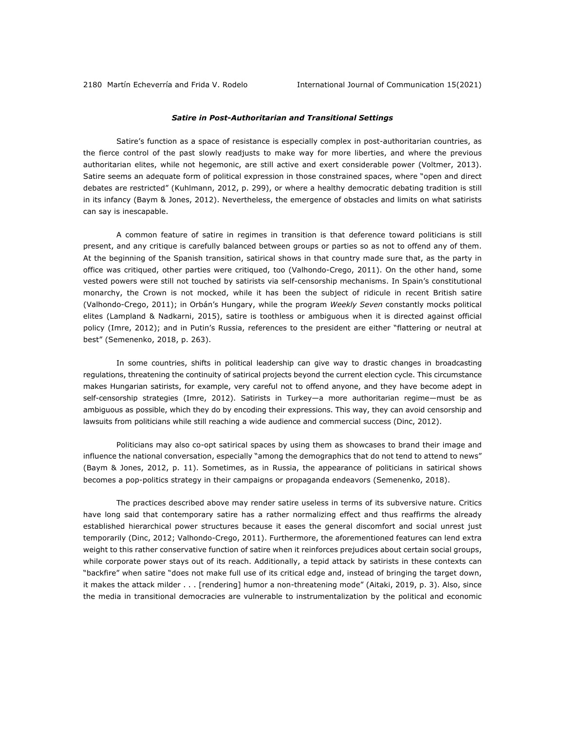### *Satire in Post-Authoritarian and Transitional Settings*

Satire's function as a space of resistance is especially complex in post-authoritarian countries, as the fierce control of the past slowly readjusts to make way for more liberties, and where the previous authoritarian elites, while not hegemonic, are still active and exert considerable power (Voltmer, 2013). Satire seems an adequate form of political expression in those constrained spaces, where "open and direct debates are restricted" (Kuhlmann, 2012, p. 299), or where a healthy democratic debating tradition is still in its infancy (Baym & Jones, 2012). Nevertheless, the emergence of obstacles and limits on what satirists can say is inescapable.

A common feature of satire in regimes in transition is that deference toward politicians is still present, and any critique is carefully balanced between groups or parties so as not to offend any of them. At the beginning of the Spanish transition, satirical shows in that country made sure that, as the party in office was critiqued, other parties were critiqued, too (Valhondo-Crego, 2011). On the other hand, some vested powers were still not touched by satirists via self-censorship mechanisms. In Spain's constitutional monarchy, the Crown is not mocked, while it has been the subject of ridicule in recent British satire (Valhondo-Crego, 2011); in Orbán's Hungary, while the program *Weekly Seven* constantly mocks political elites (Lampland & Nadkarni, 2015), satire is toothless or ambiguous when it is directed against official policy (Imre, 2012); and in Putin's Russia, references to the president are either "flattering or neutral at best" (Semenenko, 2018, p. 263).

In some countries, shifts in political leadership can give way to drastic changes in broadcasting regulations, threatening the continuity of satirical projects beyond the current election cycle. This circumstance makes Hungarian satirists, for example, very careful not to offend anyone, and they have become adept in self-censorship strategies (Imre, 2012). Satirists in Turkey—a more authoritarian regime—must be as ambiguous as possible, which they do by encoding their expressions. This way, they can avoid censorship and lawsuits from politicians while still reaching a wide audience and commercial success (Dinc, 2012).

Politicians may also co-opt satirical spaces by using them as showcases to brand their image and influence the national conversation, especially "among the demographics that do not tend to attend to news" (Baym & Jones, 2012, p. 11). Sometimes, as in Russia, the appearance of politicians in satirical shows becomes a pop-politics strategy in their campaigns or propaganda endeavors (Semenenko, 2018).

The practices described above may render satire useless in terms of its subversive nature. Critics have long said that contemporary satire has a rather normalizing effect and thus reaffirms the already established hierarchical power structures because it eases the general discomfort and social unrest just temporarily (Dinc, 2012; Valhondo-Crego, 2011). Furthermore, the aforementioned features can lend extra weight to this rather conservative function of satire when it reinforces prejudices about certain social groups, while corporate power stays out of its reach. Additionally, a tepid attack by satirists in these contexts can "backfire" when satire "does not make full use of its critical edge and, instead of bringing the target down, it makes the attack milder . . . [rendering] humor a non-threatening mode" (Aitaki, 2019, p. 3). Also, since the media in transitional democracies are vulnerable to instrumentalization by the political and economic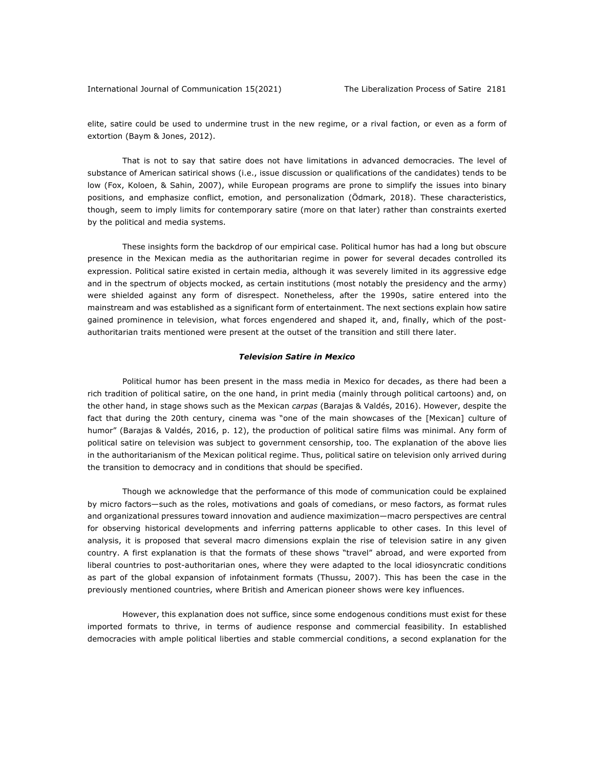elite, satire could be used to undermine trust in the new regime, or a rival faction, or even as a form of extortion (Baym & Jones, 2012).

That is not to say that satire does not have limitations in advanced democracies. The level of substance of American satirical shows (i.e., issue discussion or qualifications of the candidates) tends to be low (Fox, Koloen, & Sahin, 2007), while European programs are prone to simplify the issues into binary positions, and emphasize conflict, emotion, and personalization (Ödmark, 2018). These characteristics, though, seem to imply limits for contemporary satire (more on that later) rather than constraints exerted by the political and media systems.

These insights form the backdrop of our empirical case. Political humor has had a long but obscure presence in the Mexican media as the authoritarian regime in power for several decades controlled its expression. Political satire existed in certain media, although it was severely limited in its aggressive edge and in the spectrum of objects mocked, as certain institutions (most notably the presidency and the army) were shielded against any form of disrespect. Nonetheless, after the 1990s, satire entered into the mainstream and was established as a significant form of entertainment. The next sections explain how satire gained prominence in television, what forces engendered and shaped it, and, finally, which of the post-authoritarian traits mentioned were present at the outset of the transition and still there later.

### *Television Satire in Mexico*

Political humor has been present in the mass media in Mexico for decades, as there had been a rich tradition of political satire, on the one hand, in print media (mainly through political cartoons) and, on the other hand, in stage shows such as the Mexican *carpas* (Barajas & Valdés, 2016). However, despite the fact that during the 20th century, cinema was "one of the main showcases of the [Mexican] culture of humor" (Barajas & Valdés, 2016, p. 12), the production of political satire films was minimal. Any form of political satire on television was subject to government censorship, too. The explanation of the above lies in the authoritarianism of the Mexican political regime. Thus, political satire on television only arrived during the transition to democracy and in conditions that should be specified.

Though we acknowledge that the performance of this mode of communication could be explained by micro factors—such as the roles, motivations and goals of comedians, or meso factors, as format rules and organizational pressures toward innovation and audience maximization—macro perspectives are central for observing historical developments and inferring patterns applicable to other cases. In this level of analysis, it is proposed that several macro dimensions explain the rise of television satire in any given country. A first explanation is that the formats of these shows "travel" abroad, and were exported from liberal countries to post-authoritarian ones, where they were adapted to the local idiosyncratic conditions as part of the global expansion of infotainment formats (Thussu, 2007). This has been the case in the previously mentioned countries, where British and American pioneer shows were key influences.

However, this explanation does not suffice, since some endogenous conditions must exist for these imported formats to thrive, in terms of audience response and commercial feasibility. In established democracies with ample political liberties and stable commercial conditions, a second explanation for the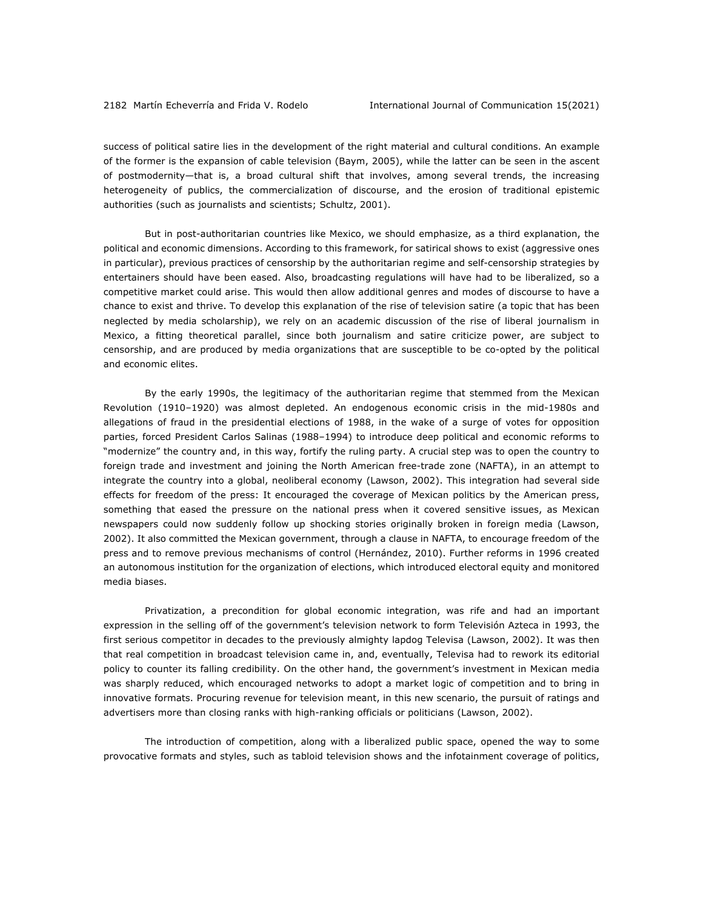success of political satire lies in the development of the right material and cultural conditions. An example of the former is the expansion of cable television (Baym, 2005), while the latter can be seen in the ascent of postmodernity—that is, a broad cultural shift that involves, among several trends, the increasing heterogeneity of publics, the commercialization of discourse, and the erosion of traditional epistemic authorities (such as journalists and scientists; Schultz, 2001).

But in post-authoritarian countries like Mexico, we should emphasize, as a third explanation, the political and economic dimensions. According to this framework, for satirical shows to exist (aggressive ones in particular), previous practices of censorship by the authoritarian regime and self-censorship strategies by entertainers should have been eased. Also, broadcasting regulations will have had to be liberalized, so a competitive market could arise. This would then allow additional genres and modes of discourse to have a chance to exist and thrive. To develop this explanation of the rise of television satire (a topic that has been neglected by media scholarship), we rely on an academic discussion of the rise of liberal journalism in Mexico, a fitting theoretical parallel, since both journalism and satire criticize power, are subject to censorship, and are produced by media organizations that are susceptible to be co-opted by the political and economic elites.

By the early 1990s, the legitimacy of the authoritarian regime that stemmed from the Mexican Revolution (1910–1920) was almost depleted. An endogenous economic crisis in the mid-1980s and allegations of fraud in the presidential elections of 1988, in the wake of a surge of votes for opposition parties, forced President Carlos Salinas (1988–1994) to introduce deep political and economic reforms to "modernize" the country and, in this way, fortify the ruling party. A crucial step was to open the country to foreign trade and investment and joining the North American free-trade zone (NAFTA), in an attempt to integrate the country into a global, neoliberal economy (Lawson, 2002). This integration had several side effects for freedom of the press: It encouraged the coverage of Mexican politics by the American press, something that eased the pressure on the national press when it covered sensitive issues, as Mexican newspapers could now suddenly follow up shocking stories originally broken in foreign media (Lawson, 2002). It also committed the Mexican government, through a clause in NAFTA, to encourage freedom of the press and to remove previous mechanisms of control (Hernández, 2010). Further reforms in 1996 created an autonomous institution for the organization of elections, which introduced electoral equity and monitored media biases.

Privatization, a precondition for global economic integration, was rife and had an important expression in the selling off of the government's television network to form Televisión Azteca in 1993, the first serious competitor in decades to the previously almighty lapdog Televisa (Lawson, 2002). It was then that real competition in broadcast television came in, and, eventually, Televisa had to rework its editorial policy to counter its falling credibility. On the other hand, the government's investment in Mexican media was sharply reduced, which encouraged networks to adopt a market logic of competition and to bring in innovative formats. Procuring revenue for television meant, in this new scenario, the pursuit of ratings and advertisers more than closing ranks with high-ranking officials or politicians (Lawson, 2002).

The introduction of competition, along with a liberalized public space, opened the way to some provocative formats and styles, such as tabloid television shows and the infotainment coverage of politics,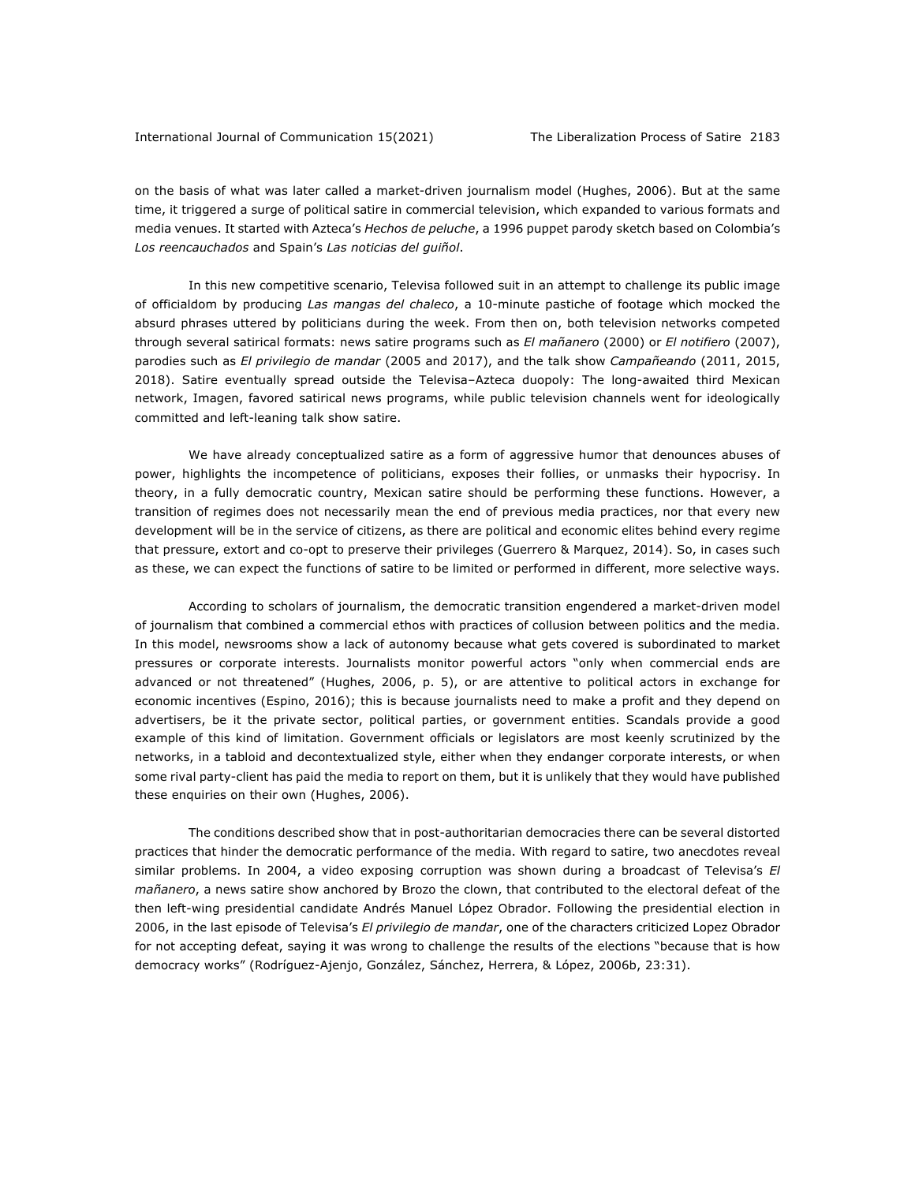on the basis of what was later called a market-driven journalism model (Hughes, 2006). But at the same time, it triggered a surge of political satire in commercial television, which expanded to various formats and media venues. It started with Azteca's *Hechos de peluche*, a 1996 puppet parody sketch based on Colombia's *Los reencauchados* and Spain's *Las noticias del guiñol*.

In this new competitive scenario, Televisa followed suit in an attempt to challenge its public image of officialdom by producing *Las mangas del chaleco*, a 10-minute pastiche of footage which mocked the absurd phrases uttered by politicians during the week. From then on, both television networks competed through several satirical formats: news satire programs such as *El mañanero* (2000) or *El notifiero* (2007), parodies such as *El privilegio de mandar* (2005 and 2017), and the talk show *Campañeando* (2011, 2015, 2018). Satire eventually spread outside the Televisa–Azteca duopoly: The long-awaited third Mexican network, Imagen, favored satirical news programs, while public television channels went for ideologically committed and left-leaning talk show satire.

We have already conceptualized satire as a form of aggressive humor that denounces abuses of power, highlights the incompetence of politicians, exposes their follies, or unmasks their hypocrisy. In theory, in a fully democratic country, Mexican satire should be performing these functions. However, a transition of regimes does not necessarily mean the end of previous media practices, nor that every new development will be in the service of citizens, as there are political and economic elites behind every regime that pressure, extort and co-opt to preserve their privileges (Guerrero & Marquez, 2014). So, in cases such as these, we can expect the functions of satire to be limited or performed in different, more selective ways.

According to scholars of journalism, the democratic transition engendered a market-driven model of journalism that combined a commercial ethos with practices of collusion between politics and the media. In this model, newsrooms show a lack of autonomy because what gets covered is subordinated to market pressures or corporate interests. Journalists monitor powerful actors "only when commercial ends are advanced or not threatened" (Hughes, 2006, p. 5), or are attentive to political actors in exchange for economic incentives (Espino, 2016); this is because journalists need to make a profit and they depend on advertisers, be it the private sector, political parties, or government entities. Scandals provide a good example of this kind of limitation. Government officials or legislators are most keenly scrutinized by the networks, in a tabloid and decontextualized style, either when they endanger corporate interests, or when some rival party-client has paid the media to report on them, but it is unlikely that they would have published these enquiries on their own (Hughes, 2006).

The conditions described show that in post-authoritarian democracies there can be several distorted practices that hinder the democratic performance of the media. With regard to satire, two anecdotes reveal similar problems. In 2004, a video exposing corruption was shown during a broadcast of Televisa's *El mañanero*, a news satire show anchored by Brozo the clown, that contributed to the electoral defeat of the then left-wing presidential candidate Andrés Manuel López Obrador. Following the presidential election in 2006, in the last episode of Televisa's *El privilegio de mandar*, one of the characters criticized Lopez Obrador for not accepting defeat, saying it was wrong to challenge the results of the elections "because that is how democracy works" (Rodríguez-Ajenjo, González, Sánchez, Herrera, & López, 2006b, 23:31).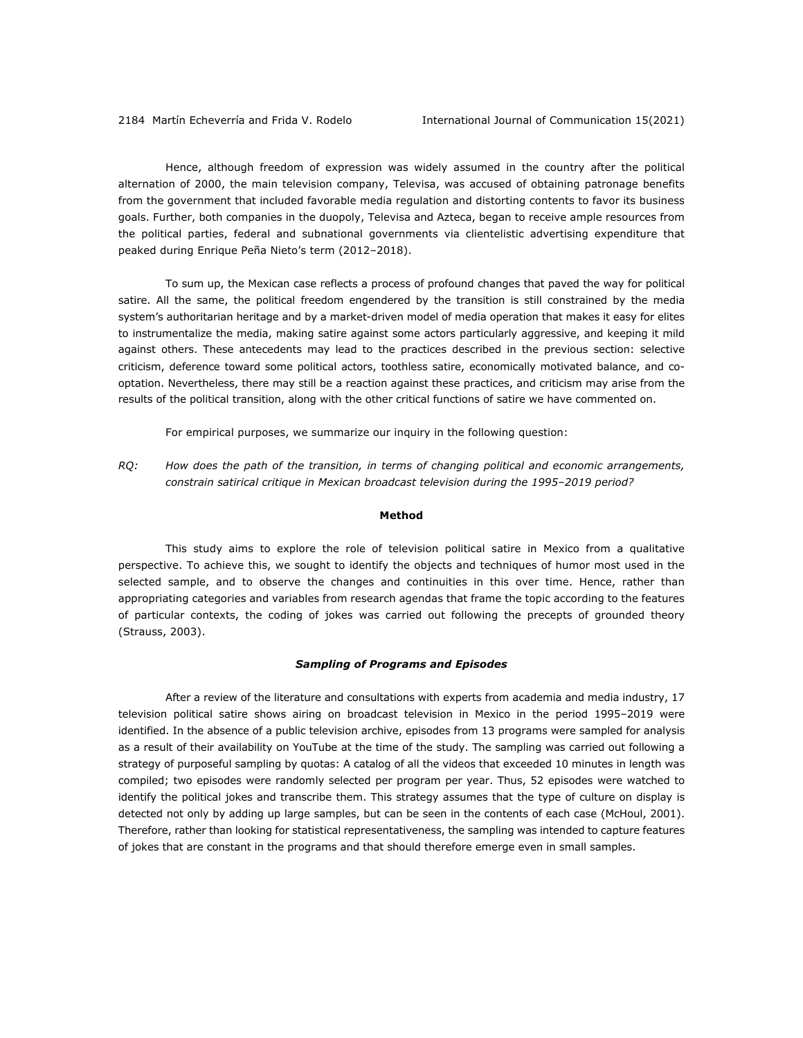Hence, although freedom of expression was widely assumed in the country after the political alternation of 2000, the main television company, Televisa, was accused of obtaining patronage benefits from the government that included favorable media regulation and distorting contents to favor its business goals. Further, both companies in the duopoly, Televisa and Azteca, began to receive ample resources from the political parties, federal and subnational governments via clientelistic advertising expenditure that peaked during Enrique Peña Nieto's term (2012–2018).

To sum up, the Mexican case reflects a process of profound changes that paved the way for political satire. All the same, the political freedom engendered by the transition is still constrained by the media system's authoritarian heritage and by a market-driven model of media operation that makes it easy for elites to instrumentalize the media, making satire against some actors particularly aggressive, and keeping it mild against others. These antecedents may lead to the practices described in the previous section: selective criticism, deference toward some political actors, toothless satire, economically motivated balance, and co-optation. Nevertheless, there may still be a reaction against these practices, and criticism may arise from the results of the political transition, along with the other critical functions of satire we have commented on.

For empirical purposes, we summarize our inquiry in the following question:

*RQ: How does the path of the transition, in terms of changing political and economic arrangements, constrain satirical critique in Mexican broadcast television during the 1995–2019 period?*

## Method

This study aims to explore the role of television political satire in Mexico from a qualitative perspective. To achieve this, we sought to identify the objects and techniques of humor most used in the selected sample, and to observe the changes and continuities in this over time. Hence, rather than appropriating categories and variables from research agendas that frame the topic according to the features of particular contexts, the coding of jokes was carried out following the precepts of grounded theory (Strauss, 2003).

### *Sampling of Programs and Episodes*

After a review of the literature and consultations with experts from academia and media industry, 17 television political satire shows airing on broadcast television in Mexico in the period 1995–2019 were identified. In the absence of a public television archive, episodes from 13 programs were sampled for analysis as a result of their availability on YouTube at the time of the study. The sampling was carried out following a strategy of purposeful sampling by quotas: A catalog of all the videos that exceeded 10 minutes in length was compiled; two episodes were randomly selected per program per year. Thus, 52 episodes were watched to identify the political jokes and transcribe them. This strategy assumes that the type of culture on display is detected not only by adding up large samples, but can be seen in the contents of each case (McHoul, 2001). Therefore, rather than looking for statistical representativeness, the sampling was intended to capture features of jokes that are constant in the programs and that should therefore emerge even in small samples.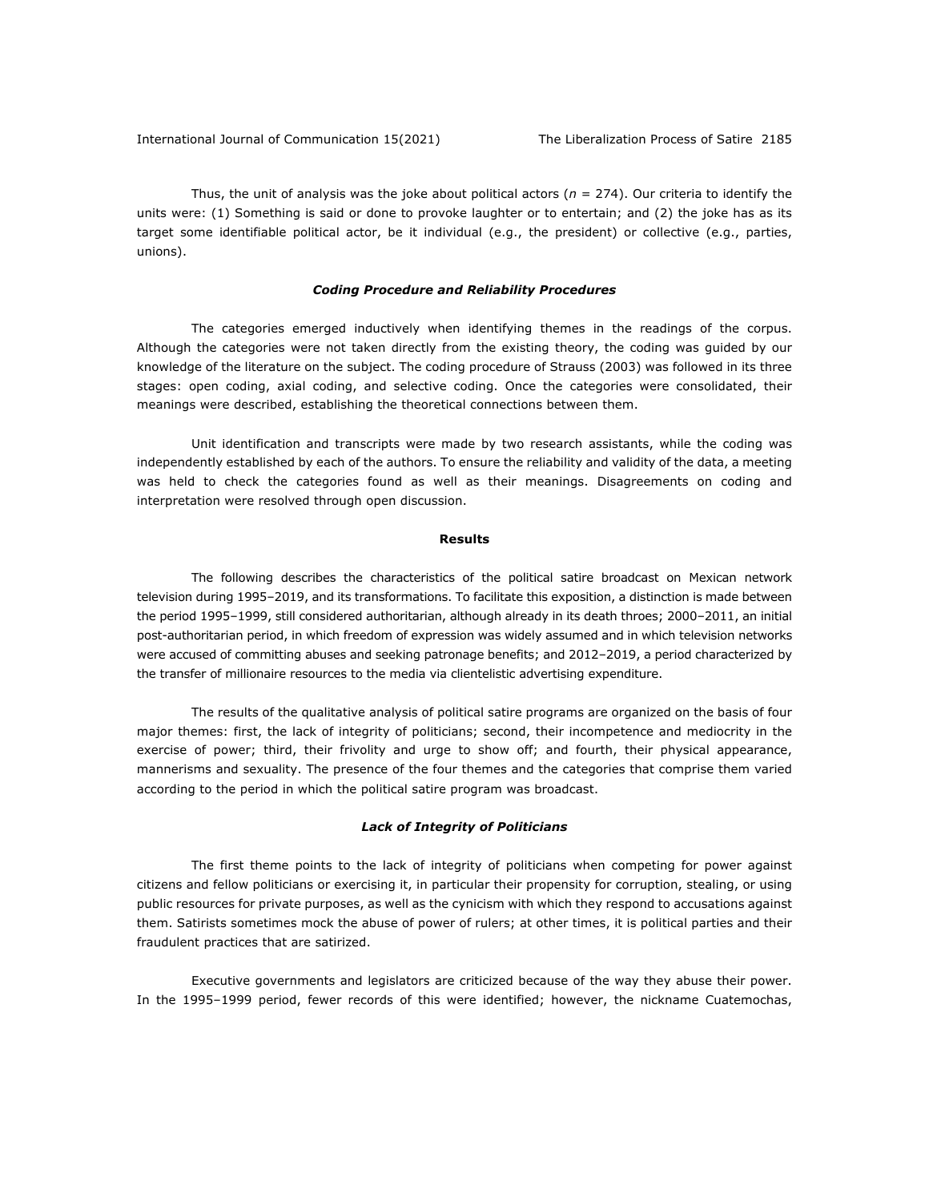Thus, the unit of analysis was the joke about political actors ($n$ = 274). Our criteria to identify the units were: (1) Something is said or done to provoke laughter or to entertain; and (2) the joke has as its target some identifiable political actor, be it individual (e.g., the president) or collective (e.g., parties, unions).

### ***Coding Procedure and Reliability Procedures***

The categories emerged inductively when identifying themes in the readings of the corpus. Although the categories were not taken directly from the existing theory, the coding was guided by our knowledge of the literature on the subject. The coding procedure of Strauss (2003) was followed in its three stages: open coding, axial coding, and selective coding. Once the categories were consolidated, their meanings were described, establishing the theoretical connections between them.

Unit identification and transcripts were made by two research assistants, while the coding was independently established by each of the authors. To ensure the reliability and validity of the data, a meeting was held to check the categories found as well as their meanings. Disagreements on coding and interpretation were resolved through open discussion.

## **Results**

The following describes the characteristics of the political satire broadcast on Mexican network television during 1995–2019, and its transformations. To facilitate this exposition, a distinction is made between the period 1995–1999, still considered authoritarian, although already in its death throes; 2000–2011, an initial post-authoritarian period, in which freedom of expression was widely assumed and in which television networks were accused of committing abuses and seeking patronage benefits; and 2012–2019, a period characterized by the transfer of millionaire resources to the media via clientelistic advertising expenditure.

The results of the qualitative analysis of political satire programs are organized on the basis of four major themes: first, the lack of integrity of politicians; second, their incompetence and mediocrity in the exercise of power; third, their frivolity and urge to show off; and fourth, their physical appearance, mannerisms and sexuality. The presence of the four themes and the categories that comprise them varied according to the period in which the political satire program was broadcast.

### ***Lack of Integrity of Politicians***

The first theme points to the lack of integrity of politicians when competing for power against citizens and fellow politicians or exercising it, in particular their propensity for corruption, stealing, or using public resources for private purposes, as well as the cynicism with which they respond to accusations against them. Satirists sometimes mock the abuse of power of rulers; at other times, it is political parties and their fraudulent practices that are satirized.

Executive governments and legislators are criticized because of the way they abuse their power. In the 1995–1999 period, fewer records of this were identified; however, the nickname Cuatemochas,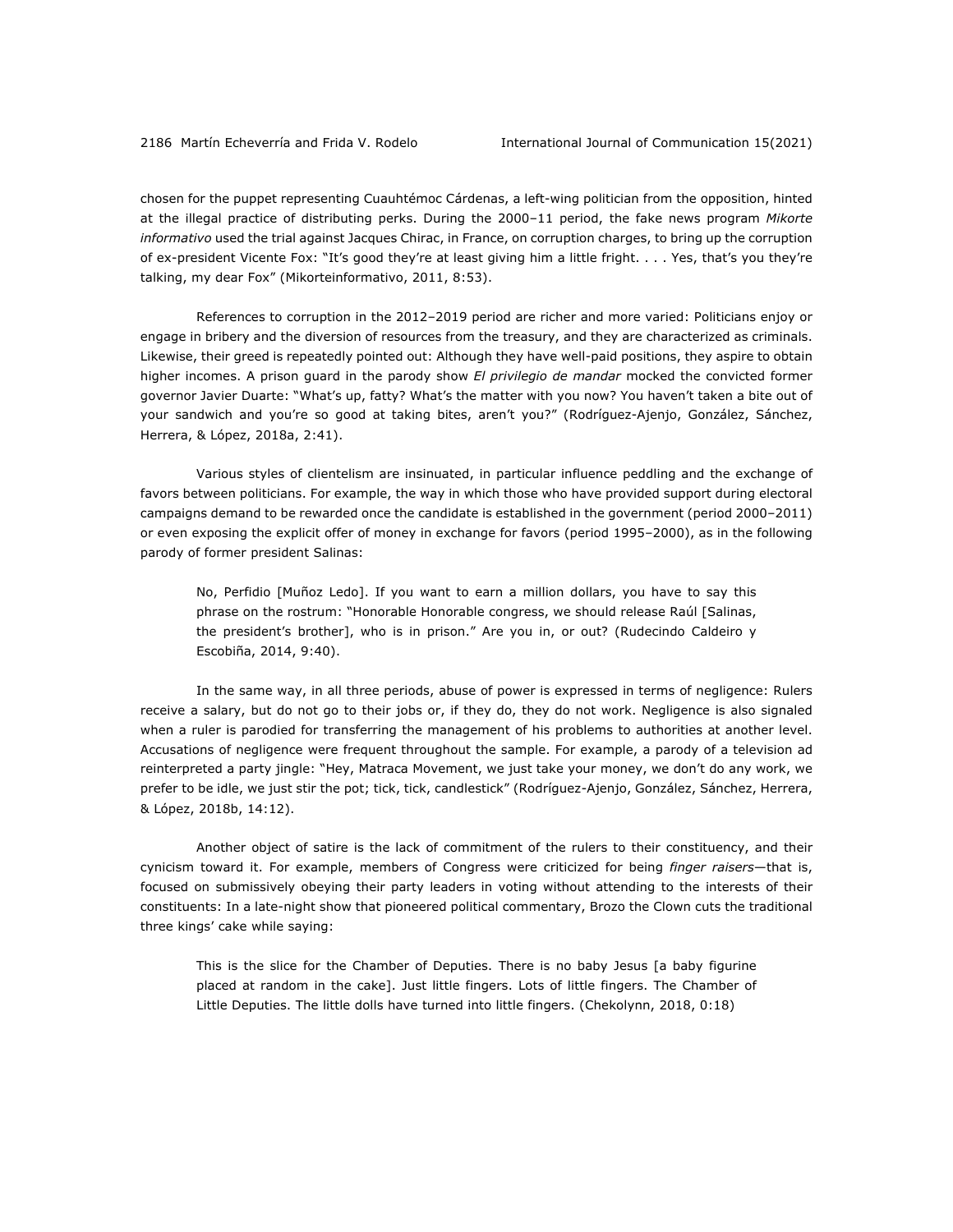chosen for the puppet representing Cuauhtémoc Cárdenas, a left-wing politician from the opposition, hinted at the illegal practice of distributing perks. During the 2000–11 period, the fake news program *Mikorte informativo* used the trial against Jacques Chirac, in France, on corruption charges, to bring up the corruption of ex-president Vicente Fox: "It's good they're at least giving him a little fright. . . . Yes, that's you they're talking, my dear Fox" (Mikorteinformativo, 2011, 8:53).

References to corruption in the 2012–2019 period are richer and more varied: Politicians enjoy or engage in bribery and the diversion of resources from the treasury, and they are characterized as criminals. Likewise, their greed is repeatedly pointed out: Although they have well-paid positions, they aspire to obtain higher incomes. A prison guard in the parody show *El privilegio de mandar* mocked the convicted former governor Javier Duarte: "What's up, fatty? What's the matter with you now? You haven't taken a bite out of your sandwich and you're so good at taking bites, aren't you?" (Rodríguez-Ajenjo, González, Sánchez, Herrera, & López, 2018a, 2:41).

Various styles of clientelism are insinuated, in particular influence peddling and the exchange of favors between politicians. For example, the way in which those who have provided support during electoral campaigns demand to be rewarded once the candidate is established in the government (period 2000–2011) or even exposing the explicit offer of money in exchange for favors (period 1995–2000), as in the following parody of former president Salinas:

> No, Perfidio [Muñoz Ledo]. If you want to earn a million dollars, you have to say this phrase on the rostrum: "Honorable Honorable congress, we should release Raúl [Salinas, the president's brother], who is in prison." Are you in, or out? (Rudecindo Caldeiro y Escobiña, 2014, 9:40).

In the same way, in all three periods, abuse of power is expressed in terms of negligence: Rulers receive a salary, but do not go to their jobs or, if they do, they do not work. Negligence is also signaled when a ruler is parodied for transferring the management of his problems to authorities at another level. Accusations of negligence were frequent throughout the sample. For example, a parody of a television ad reinterpreted a party jingle: "Hey, Matraca Movement, we just take your money, we don't do any work, we prefer to be idle, we just stir the pot; tick, tick, candlestick" (Rodríguez-Ajenjo, González, Sánchez, Herrera, & López, 2018b, 14:12).

Another object of satire is the lack of commitment of the rulers to their constituency, and their cynicism toward it. For example, members of Congress were criticized for being *finger raisers*—that is, focused on submissively obeying their party leaders in voting without attending to the interests of their constituents: In a late-night show that pioneered political commentary, Brozo the Clown cuts the traditional three kings' cake while saying:

> This is the slice for the Chamber of Deputies. There is no baby Jesus [a baby figurine placed at random in the cake]. Just little fingers. Lots of little fingers. The Chamber of Little Deputies. The little dolls have turned into little fingers. (Chekolynn, 2018, 0:18)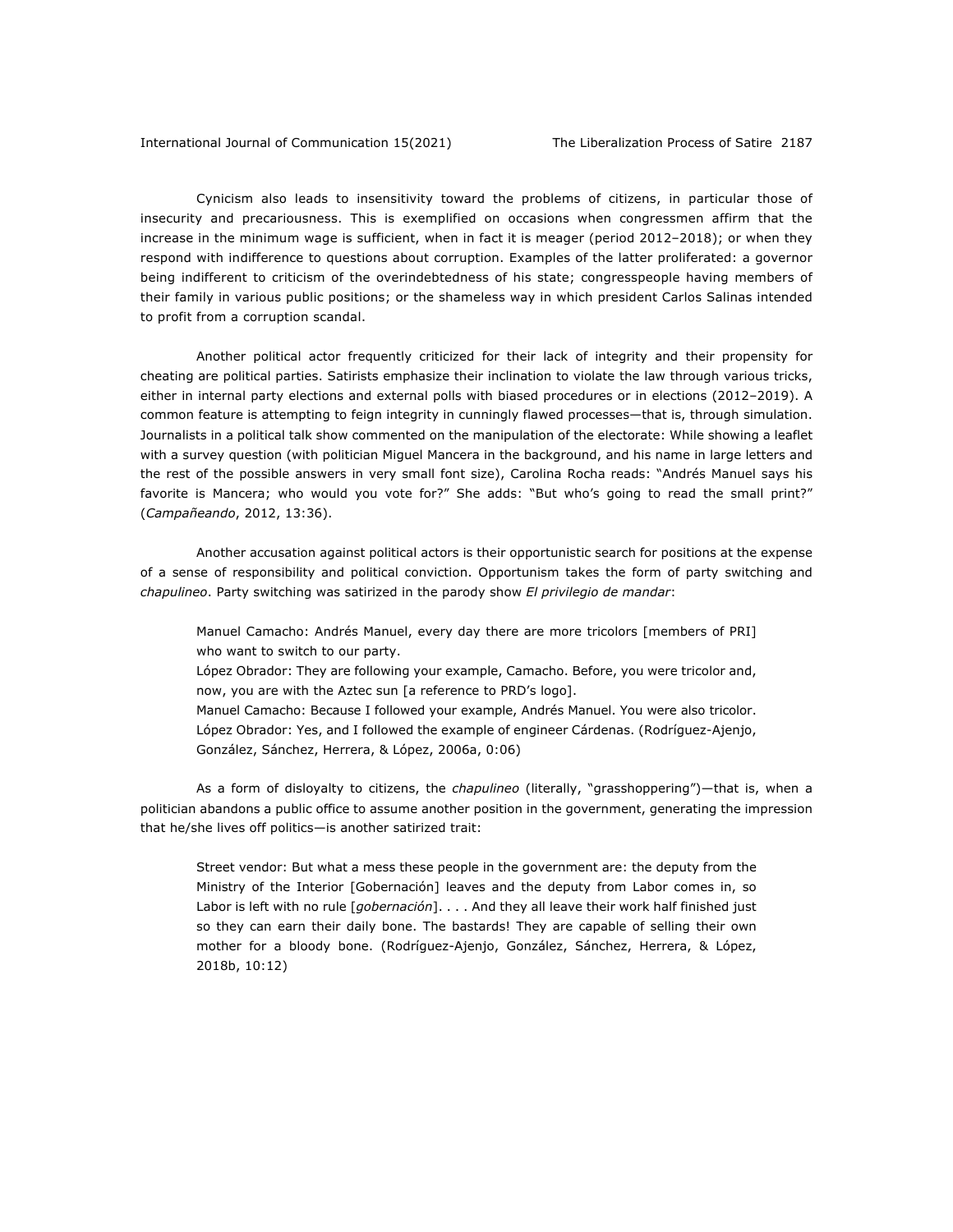Cynicism also leads to insensitivity toward the problems of citizens, in particular those of insecurity and precariousness. This is exemplified on occasions when congressmen affirm that the increase in the minimum wage is sufficient, when in fact it is meager (period 2012–2018); or when they respond with indifference to questions about corruption. Examples of the latter proliferated: a governor being indifferent to criticism of the overindebtedness of his state; congresspeople having members of their family in various public positions; or the shameless way in which president Carlos Salinas intended to profit from a corruption scandal.

Another political actor frequently criticized for their lack of integrity and their propensity for cheating are political parties. Satirists emphasize their inclination to violate the law through various tricks, either in internal party elections and external polls with biased procedures or in elections (2012–2019). A common feature is attempting to feign integrity in cunningly flawed processes—that is, through simulation. Journalists in a political talk show commented on the manipulation of the electorate: While showing a leaflet with a survey question (with politician Miguel Mancera in the background, and his name in large letters and the rest of the possible answers in very small font size), Carolina Rocha reads: "Andrés Manuel says his favorite is Mancera; who would you vote for?" She adds: "But who's going to read the small print?" (*Campañeando*, 2012, 13:36).

Another accusation against political actors is their opportunistic search for positions at the expense of a sense of responsibility and political conviction. Opportunism takes the form of party switching and *chapulineo*. Party switching was satirized in the parody show *El privilegio de mandar*:

> Manuel Camacho: Andrés Manuel, every day there are more tricolors [members of PRI] who want to switch to our party.
> López Obrador: They are following your example, Camacho. Before, you were tricolor and, now, you are with the Aztec sun [a reference to PRD's logo].
> Manuel Camacho: Because I followed your example, Andrés Manuel. You were also tricolor.
> López Obrador: Yes, and I followed the example of engineer Cárdenas. (Rodríguez-Ajenjo, González, Sánchez, Herrera, & López, 2006a, 0:06)

As a form of disloyalty to citizens, the *chapulineo* (literally, "grasshoppering")—that is, when a politician abandons a public office to assume another position in the government, generating the impression that he/she lives off politics—is another satirized trait:

> Street vendor: But what a mess these people in the government are: the deputy from the Ministry of the Interior [Gobernación] leaves and the deputy from Labor comes in, so Labor is left with no rule [*gobernación*]. . . . And they all leave their work half finished just so they can earn their daily bone. The bastards! They are capable of selling their own mother for a bloody bone. (Rodríguez-Ajenjo, González, Sánchez, Herrera, & López, 2018b, 10:12)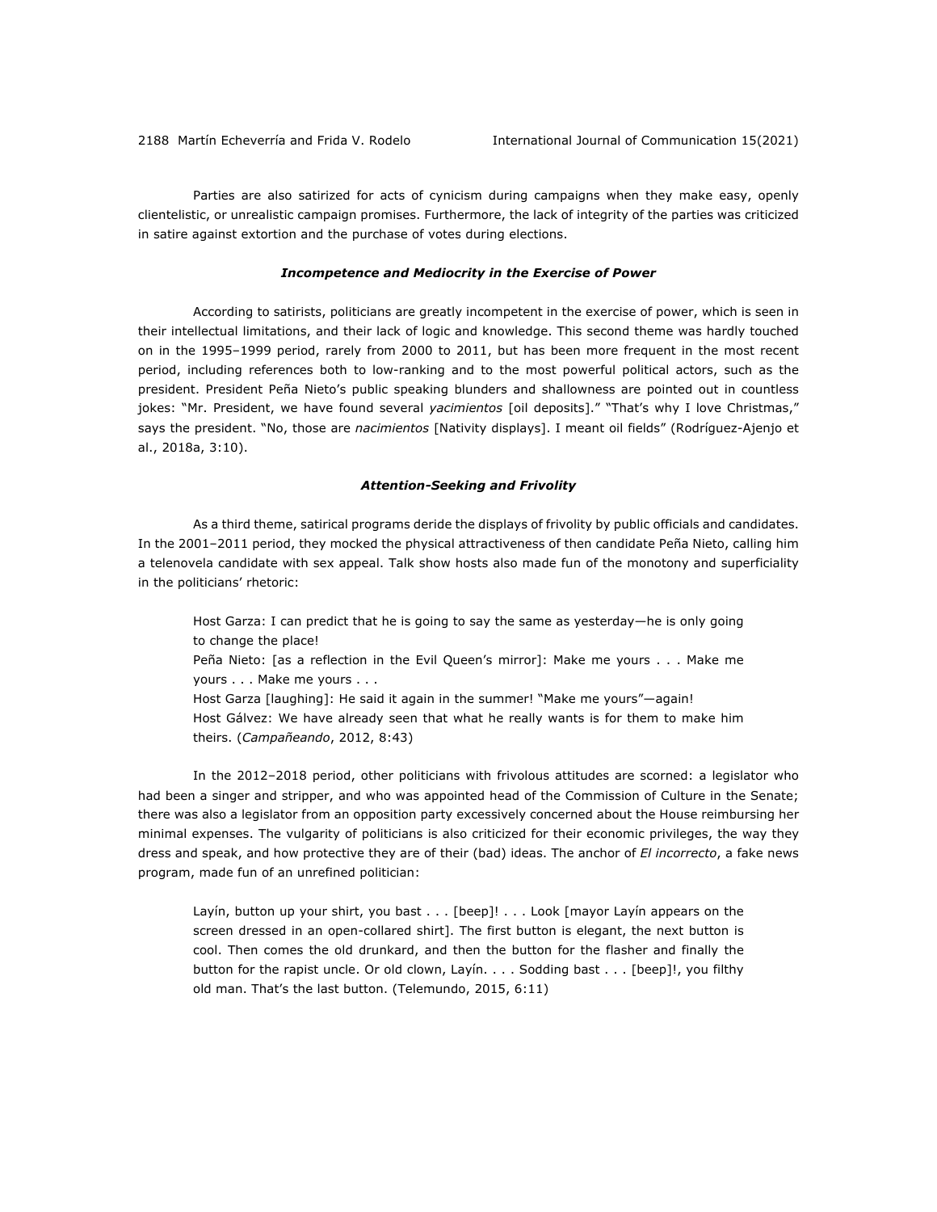Parties are also satirized for acts of cynicism during campaigns when they make easy, openly clientelistic, or unrealistic campaign promises. Furthermore, the lack of integrity of the parties was criticized in satire against extortion and the purchase of votes during elections.

### ***Incompetence and Mediocrity in the Exercise of Power***

According to satirists, politicians are greatly incompetent in the exercise of power, which is seen in their intellectual limitations, and their lack of logic and knowledge. This second theme was hardly touched on in the 1995–1999 period, rarely from 2000 to 2011, but has been more frequent in the most recent period, including references both to low-ranking and to the most powerful political actors, such as the president. President Peña Nieto's public speaking blunders and shallowness are pointed out in countless jokes: "Mr. President, we have found several *yacimientos* [oil deposits]." "That's why I love Christmas," says the president. "No, those are *nacimientos* [Nativity displays]. I meant oil fields" (Rodríguez-Ajenjo et al., 2018a, 3:10).

### ***Attention-Seeking and Frivolity***

As a third theme, satirical programs deride the displays of frivolity by public officials and candidates. In the 2001–2011 period, they mocked the physical attractiveness of then candidate Peña Nieto, calling him a telenovela candidate with sex appeal. Talk show hosts also made fun of the monotony and superficiality in the politicians' rhetoric:

> Host Garza: I can predict that he is going to say the same as yesterday—he is only going to change the place!
> Peña Nieto: [as a reflection in the Evil Queen's mirror]: Make me yours . . . Make me yours . . . Make me yours . . .
> Host Garza [laughing]: He said it again in the summer! "Make me yours"—again!
> Host Gálvez: We have already seen that what he really wants is for them to make him theirs. (*Campañeando*, 2012, 8:43)

In the 2012–2018 period, other politicians with frivolous attitudes are scorned: a legislator who had been a singer and stripper, and who was appointed head of the Commission of Culture in the Senate; there was also a legislator from an opposition party excessively concerned about the House reimbursing her minimal expenses. The vulgarity of politicians is also criticized for their economic privileges, the way they dress and speak, and how protective they are of their (bad) ideas. The anchor of *El incorrecto*, a fake news program, made fun of an unrefined politician:

> Layín, button up your shirt, you bast . . . [beep]! . . . Look [mayor Layín appears on the screen dressed in an open-collared shirt]. The first button is elegant, the next button is cool. Then comes the old drunkard, and then the button for the flasher and finally the button for the rapist uncle. Or old clown, Layín. . . . Sodding bast . . . [beep]!, you filthy old man. That's the last button. (Telemundo, 2015, 6:11)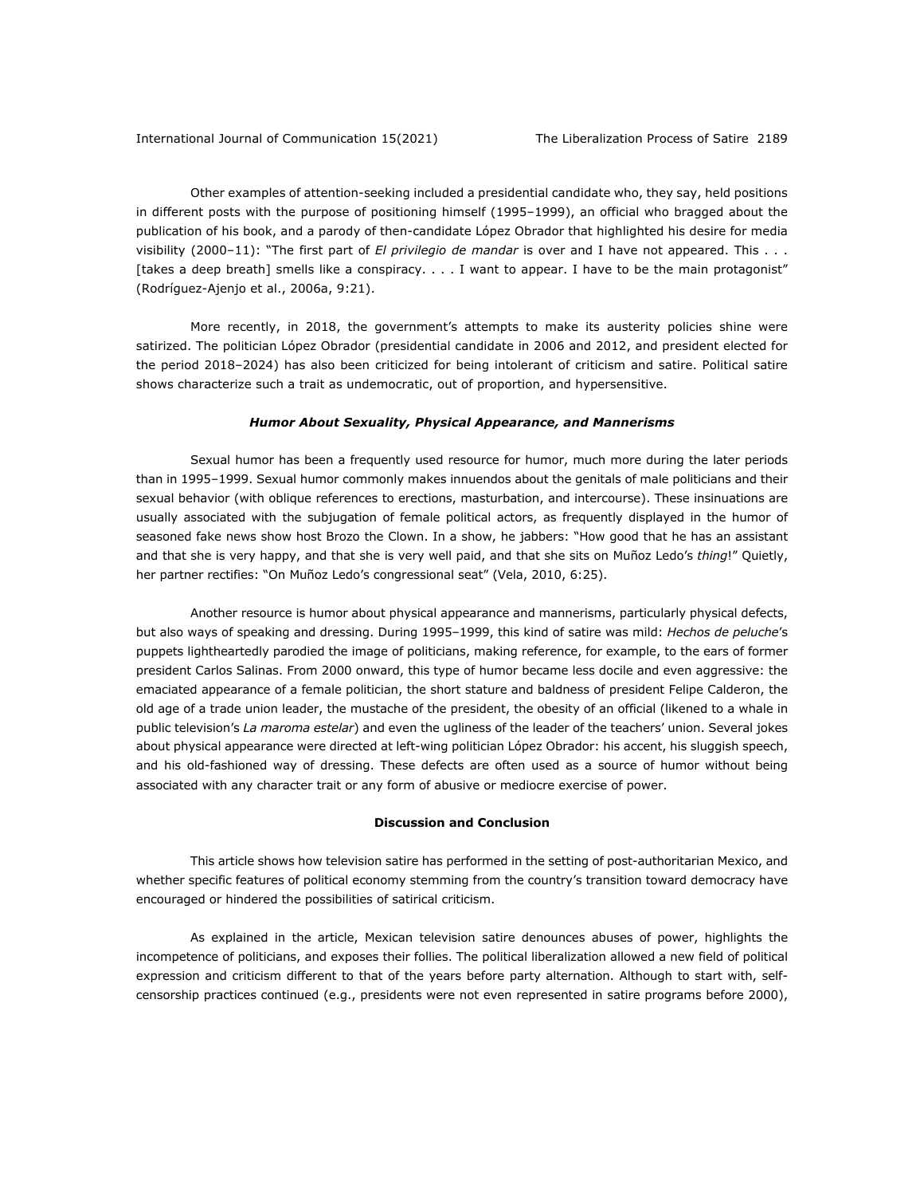Other examples of attention-seeking included a presidential candidate who, they say, held positions in different posts with the purpose of positioning himself (1995–1999), an official who bragged about the publication of his book, and a parody of then-candidate López Obrador that highlighted his desire for media visibility (2000–11): "The first part of *El privilegio de mandar* is over and I have not appeared. This . . . [takes a deep breath] smells like a conspiracy. . . . I want to appear. I have to be the main protagonist" (Rodríguez-Ajenjo et al., 2006a, 9:21).

More recently, in 2018, the government's attempts to make its austerity policies shine were satirized. The politician López Obrador (presidential candidate in 2006 and 2012, and president elected for the period 2018–2024) has also been criticized for being intolerant of criticism and satire. Political satire shows characterize such a trait as undemocratic, out of proportion, and hypersensitive.

### *Humor About Sexuality, Physical Appearance, and Mannerisms*

Sexual humor has been a frequently used resource for humor, much more during the later periods than in 1995–1999. Sexual humor commonly makes innuendos about the genitals of male politicians and their sexual behavior (with oblique references to erections, masturbation, and intercourse). These insinuations are usually associated with the subjugation of female political actors, as frequently displayed in the humor of seasoned fake news show host Brozo the Clown. In a show, he jabbers: "How good that he has an assistant and that she is very happy, and that she is very well paid, and that she sits on Muñoz Ledo's *thing*!" Quietly, her partner rectifies: "On Muñoz Ledo's congressional seat" (Vela, 2010, 6:25).

Another resource is humor about physical appearance and mannerisms, particularly physical defects, but also ways of speaking and dressing. During 1995–1999, this kind of satire was mild: *Hechos de peluche*'s puppets lightheartedly parodied the image of politicians, making reference, for example, to the ears of former president Carlos Salinas. From 2000 onward, this type of humor became less docile and even aggressive: the emaciated appearance of a female politician, the short stature and baldness of president Felipe Calderon, the old age of a trade union leader, the mustache of the president, the obesity of an official (likened to a whale in public television's *La maroma estelar*) and even the ugliness of the leader of the teachers' union. Several jokes about physical appearance were directed at left-wing politician López Obrador: his accent, his sluggish speech, and his old-fashioned way of dressing. These defects are often used as a source of humor without being associated with any character trait or any form of abusive or mediocre exercise of power.

## Discussion and Conclusion

This article shows how television satire has performed in the setting of post-authoritarian Mexico, and whether specific features of political economy stemming from the country's transition toward democracy have encouraged or hindered the possibilities of satirical criticism.

As explained in the article, Mexican television satire denounces abuses of power, highlights the incompetence of politicians, and exposes their follies. The political liberalization allowed a new field of political expression and criticism different to that of the years before party alternation. Although to start with, self-censorship practices continued (e.g., presidents were not even represented in satire programs before 2000),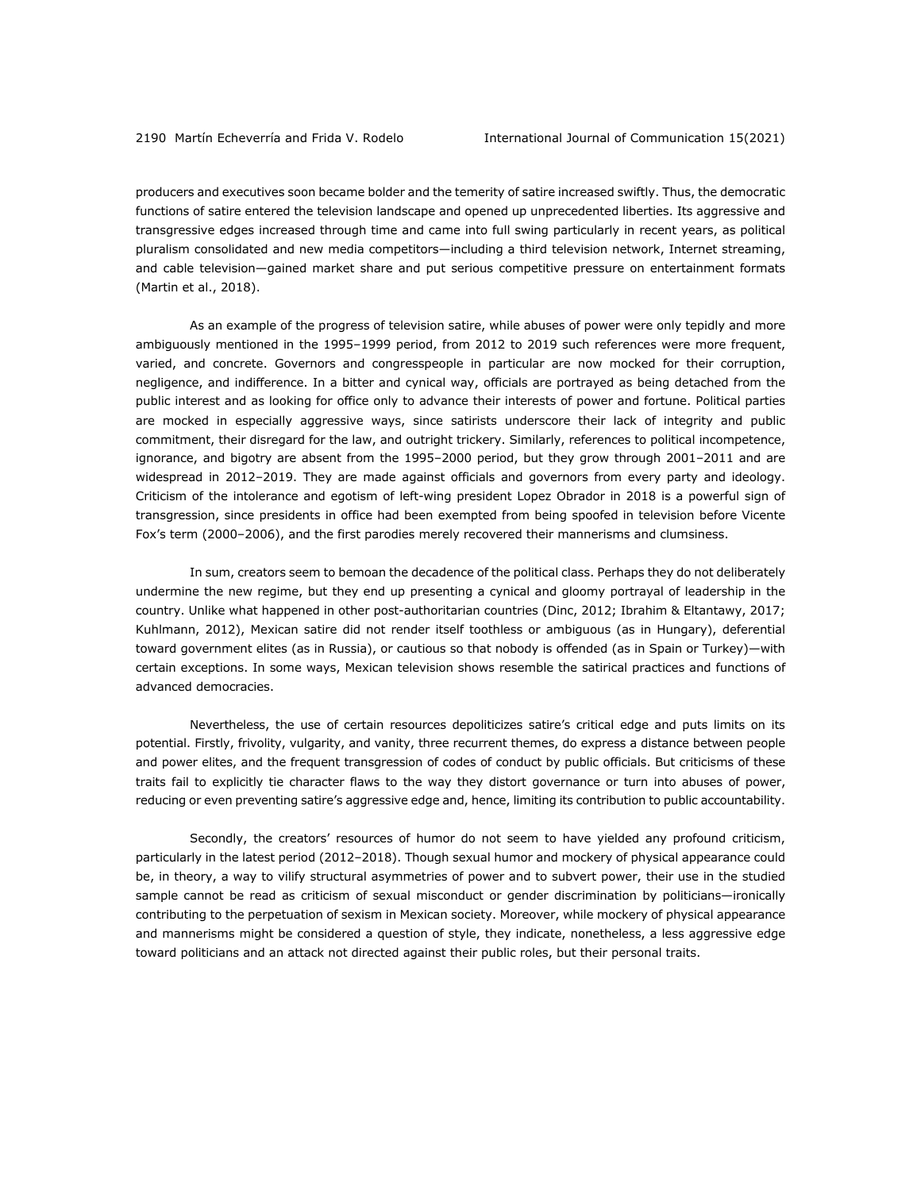producers and executives soon became bolder and the temerity of satire increased swiftly. Thus, the democratic functions of satire entered the television landscape and opened up unprecedented liberties. Its aggressive and transgressive edges increased through time and came into full swing particularly in recent years, as political pluralism consolidated and new media competitors—including a third television network, Internet streaming, and cable television—gained market share and put serious competitive pressure on entertainment formats (Martin et al., 2018).

As an example of the progress of television satire, while abuses of power were only tepidly and more ambiguously mentioned in the 1995–1999 period, from 2012 to 2019 such references were more frequent, varied, and concrete. Governors and congresspeople in particular are now mocked for their corruption, negligence, and indifference. In a bitter and cynical way, officials are portrayed as being detached from the public interest and as looking for office only to advance their interests of power and fortune. Political parties are mocked in especially aggressive ways, since satirists underscore their lack of integrity and public commitment, their disregard for the law, and outright trickery. Similarly, references to political incompetence, ignorance, and bigotry are absent from the 1995–2000 period, but they grow through 2001–2011 and are widespread in 2012–2019. They are made against officials and governors from every party and ideology. Criticism of the intolerance and egotism of left-wing president Lopez Obrador in 2018 is a powerful sign of transgression, since presidents in office had been exempted from being spoofed in television before Vicente Fox's term (2000–2006), and the first parodies merely recovered their mannerisms and clumsiness.

In sum, creators seem to bemoan the decadence of the political class. Perhaps they do not deliberately undermine the new regime, but they end up presenting a cynical and gloomy portrayal of leadership in the country. Unlike what happened in other post-authoritarian countries (Dinc, 2012; Ibrahim & Eltantawy, 2017; Kuhlmann, 2012), Mexican satire did not render itself toothless or ambiguous (as in Hungary), deferential toward government elites (as in Russia), or cautious so that nobody is offended (as in Spain or Turkey)—with certain exceptions. In some ways, Mexican television shows resemble the satirical practices and functions of advanced democracies.

Nevertheless, the use of certain resources depoliticizes satire's critical edge and puts limits on its potential. Firstly, frivolity, vulgarity, and vanity, three recurrent themes, do express a distance between people and power elites, and the frequent transgression of codes of conduct by public officials. But criticisms of these traits fail to explicitly tie character flaws to the way they distort governance or turn into abuses of power, reducing or even preventing satire's aggressive edge and, hence, limiting its contribution to public accountability.

Secondly, the creators' resources of humor do not seem to have yielded any profound criticism, particularly in the latest period (2012–2018). Though sexual humor and mockery of physical appearance could be, in theory, a way to vilify structural asymmetries of power and to subvert power, their use in the studied sample cannot be read as criticism of sexual misconduct or gender discrimination by politicians—ironically contributing to the perpetuation of sexism in Mexican society. Moreover, while mockery of physical appearance and mannerisms might be considered a question of style, they indicate, nonetheless, a less aggressive edge toward politicians and an attack not directed against their public roles, but their personal traits.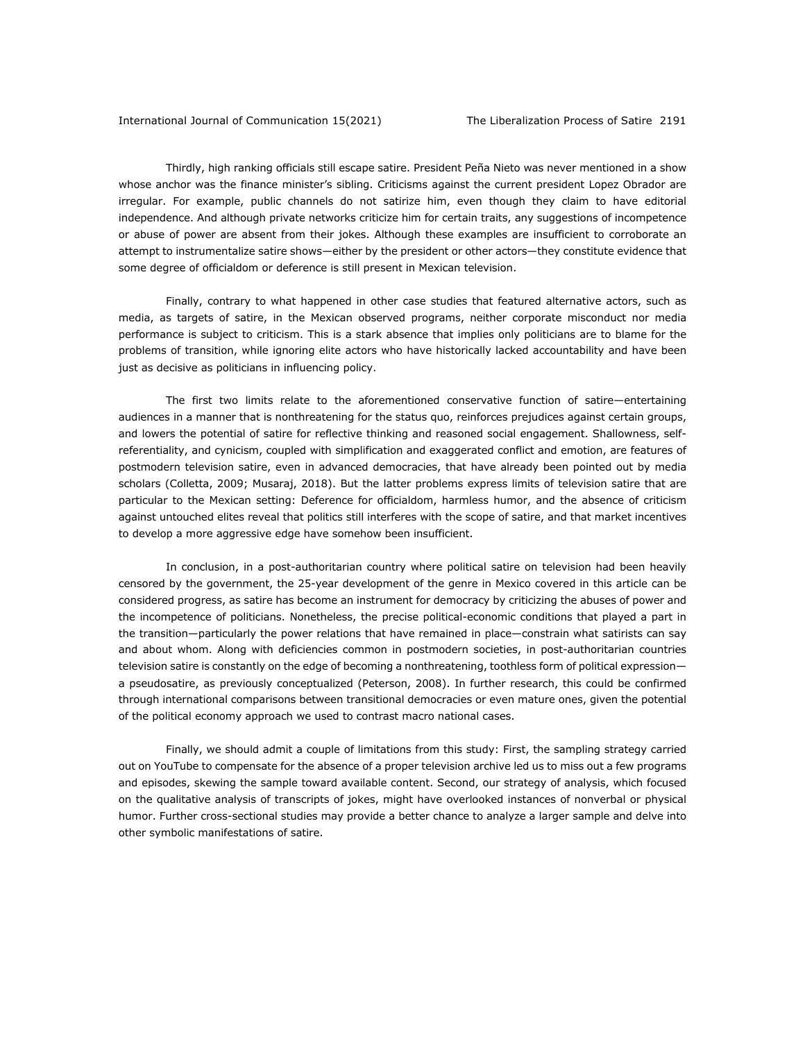Thirdly, high ranking officials still escape satire. President Peña Nieto was never mentioned in a show whose anchor was the finance minister's sibling. Criticisms against the current president Lopez Obrador are irregular. For example, public channels do not satirize him, even though they claim to have editorial independence. And although private networks criticize him for certain traits, any suggestions of incompetence or abuse of power are absent from their jokes. Although these examples are insufficient to corroborate an attempt to instrumentalize satire shows—either by the president or other actors—they constitute evidence that some degree of officialdom or deference is still present in Mexican television.

Finally, contrary to what happened in other case studies that featured alternative actors, such as media, as targets of satire, in the Mexican observed programs, neither corporate misconduct nor media performance is subject to criticism. This is a stark absence that implies only politicians are to blame for the problems of transition, while ignoring elite actors who have historically lacked accountability and have been just as decisive as politicians in influencing policy.

The first two limits relate to the aforementioned conservative function of satire—entertaining audiences in a manner that is nonthreatening for the status quo, reinforces prejudices against certain groups, and lowers the potential of satire for reflective thinking and reasoned social engagement. Shallowness, self-referentiality, and cynicism, coupled with simplification and exaggerated conflict and emotion, are features of postmodern television satire, even in advanced democracies, that have already been pointed out by media scholars (Colletta, 2009; Musaraj, 2018). But the latter problems express limits of television satire that are particular to the Mexican setting: Deference for officialdom, harmless humor, and the absence of criticism against untouched elites reveal that politics still interferes with the scope of satire, and that market incentives to develop a more aggressive edge have somehow been insufficient.

In conclusion, in a post-authoritarian country where political satire on television had been heavily censored by the government, the 25-year development of the genre in Mexico covered in this article can be considered progress, as satire has become an instrument for democracy by criticizing the abuses of power and the incompetence of politicians. Nonetheless, the precise political-economic conditions that played a part in the transition—particularly the power relations that have remained in place—constrain what satirists can say and about whom. Along with deficiencies common in postmodern societies, in post-authoritarian countries television satire is constantly on the edge of becoming a nonthreatening, toothless form of political expression—a pseudosatire, as previously conceptualized (Peterson, 2008). In further research, this could be confirmed through international comparisons between transitional democracies or even mature ones, given the potential of the political economy approach we used to contrast macro national cases.

Finally, we should admit a couple of limitations from this study: First, the sampling strategy carried out on YouTube to compensate for the absence of a proper television archive led us to miss out a few programs and episodes, skewing the sample toward available content. Second, our strategy of analysis, which focused on the qualitative analysis of transcripts of jokes, might have overlooked instances of nonverbal or physical humor. Further cross-sectional studies may provide a better chance to analyze a larger sample and delve into other symbolic manifestations of satire.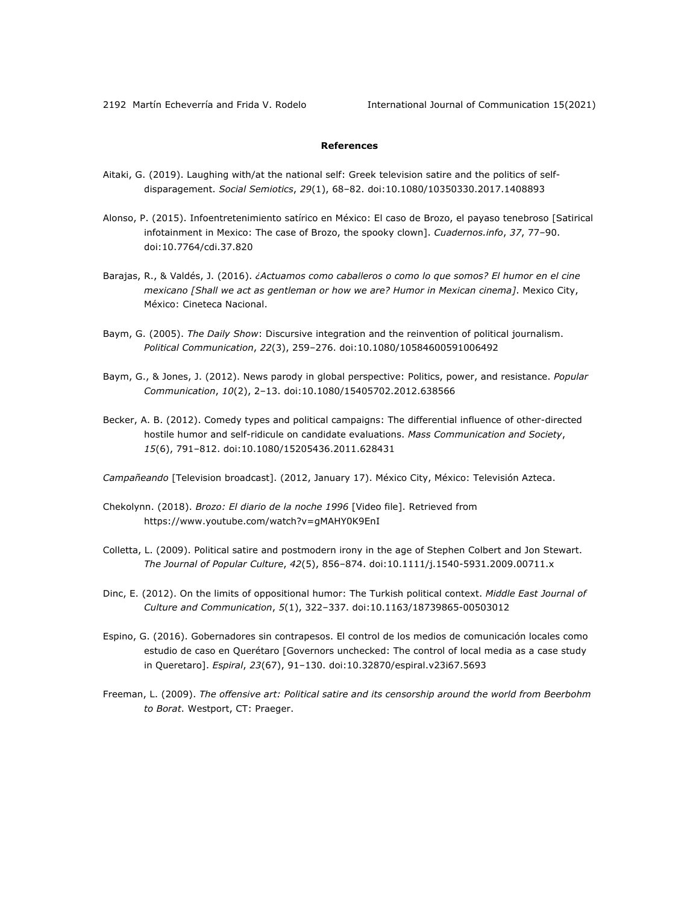## References

Aitaki, G. (2019). Laughing with/at the national self: Greek television satire and the politics of self-disparagement. *Social Semiotics*, *29*(1), 68–82. doi:10.1080/10350330.2017.1408893

Alonso, P. (2015). Infoentretenimiento satírico en México: El caso de Brozo, el payaso tenebroso [Satirical infotainment in Mexico: The case of Brozo, the spooky clown]. *Cuadernos.info*, *37*, 77–90. doi:10.7764/cdi.37.820

Barajas, R., & Valdés, J. (2016). *¿Actuamos como caballeros o como lo que somos? El humor en el cine mexicano [Shall we act as gentleman or how we are? Humor in Mexican cinema]*. Mexico City, México: Cineteca Nacional.

Baym, G. (2005). *The Daily Show*: Discursive integration and the reinvention of political journalism. *Political Communication*, *22*(3), 259–276. doi:10.1080/10584600591006492

Baym, G., & Jones, J. (2012). News parody in global perspective: Politics, power, and resistance. *Popular Communication*, *10*(2), 2–13. doi:10.1080/15405702.2012.638566

Becker, A. B. (2012). Comedy types and political campaigns: The differential influence of other-directed hostile humor and self-ridicule on candidate evaluations. *Mass Communication and Society*, *15*(6), 791–812. doi:10.1080/15205436.2011.628431

*Campañeando* [Television broadcast]. (2012, January 17). México City, México: Televisión Azteca.

Chekolynn. (2018). *Brozo: El diario de la noche 1996* [Video file]. Retrieved from https://www.youtube.com/watch?v=gMAHY0K9EnI

Colletta, L. (2009). Political satire and postmodern irony in the age of Stephen Colbert and Jon Stewart. *The Journal of Popular Culture*, *42*(5), 856–874. doi:10.1111/j.1540-5931.2009.00711.x

Dinc, E. (2012). On the limits of oppositional humor: The Turkish political context. *Middle East Journal of Culture and Communication*, *5*(1), 322–337. doi:10.1163/18739865-00503012

Espino, G. (2016). Gobernadores sin contrapesos. El control de los medios de comunicación locales como estudio de caso en Querétaro [Governors unchecked: The control of local media as a case study in Queretaro]. *Espiral*, *23*(67), 91–130. doi:10.32870/espiral.v23i67.5693

Freeman, L. (2009). *The offensive art: Political satire and its censorship around the world from Beerbohm to Borat*. Westport, CT: Praeger.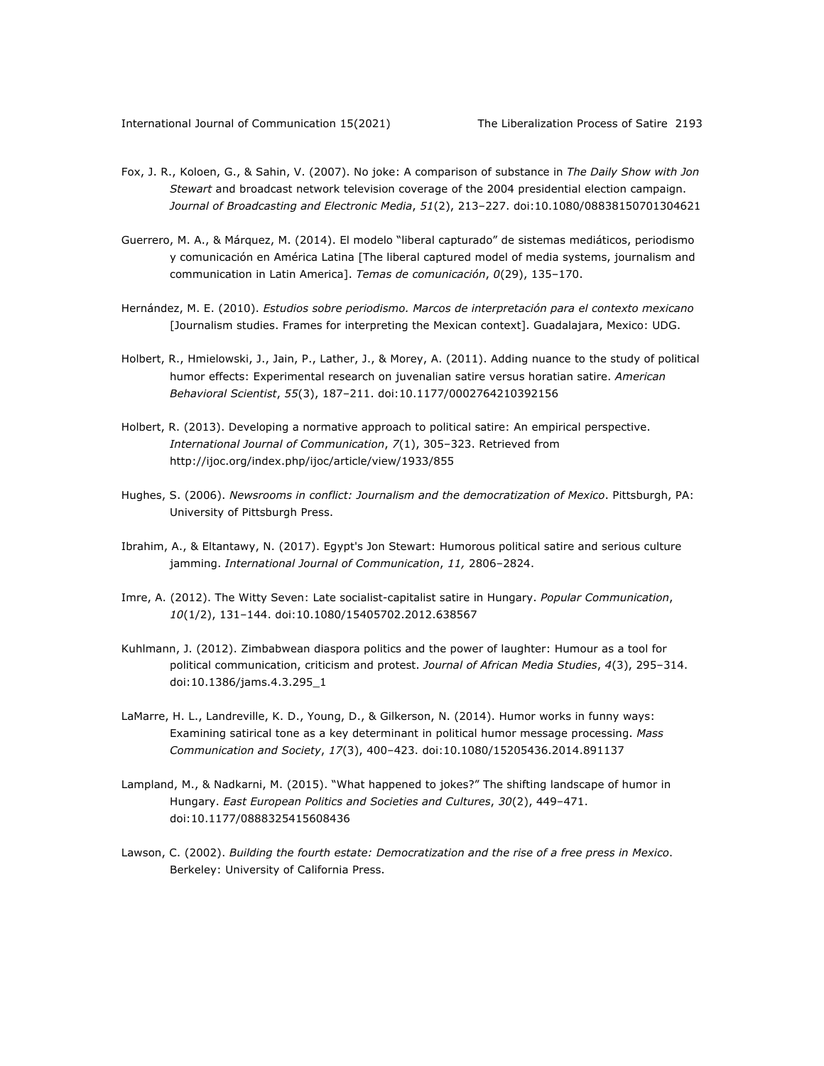Fox, J. R., Koloen, G., & Sahin, V. (2007). No joke: A comparison of substance in *The Daily Show with Jon Stewart* and broadcast network television coverage of the 2004 presidential election campaign. *Journal of Broadcasting and Electronic Media*, *51*(2), 213–227. doi:10.1080/08838150701304621

Guerrero, M. A., & Márquez, M. (2014). El modelo "liberal capturado" de sistemas mediáticos, periodismo y comunicación en América Latina [The liberal captured model of media systems, journalism and communication in Latin America]. *Temas de comunicación*, *0*(29), 135–170.

Hernández, M. E. (2010). *Estudios sobre periodismo. Marcos de interpretación para el contexto mexicano* [Journalism studies. Frames for interpreting the Mexican context]. Guadalajara, Mexico: UDG.

Holbert, R., Hmielowski, J., Jain, P., Lather, J., & Morey, A. (2011). Adding nuance to the study of political humor effects: Experimental research on juvenalian satire versus horatian satire. *American Behavioral Scientist*, *55*(3), 187–211. doi:10.1177/0002764210392156

Holbert, R. (2013). Developing a normative approach to political satire: An empirical perspective. *International Journal of Communication*, *7*(1), 305–323. Retrieved from http://ijoc.org/index.php/ijoc/article/view/1933/855

Hughes, S. (2006). *Newsrooms in conflict: Journalism and the democratization of Mexico*. Pittsburgh, PA: University of Pittsburgh Press.

Ibrahim, A., & Eltantawy, N. (2017). Egypt's Jon Stewart: Humorous political satire and serious culture jamming. *International Journal of Communication*, *11,* 2806–2824.

Imre, A. (2012). The Witty Seven: Late socialist-capitalist satire in Hungary. *Popular Communication*, *10*(1/2), 131–144. doi:10.1080/15405702.2012.638567

Kuhlmann, J. (2012). Zimbabwean diaspora politics and the power of laughter: Humour as a tool for political communication, criticism and protest. *Journal of African Media Studies*, *4*(3), 295–314. doi:10.1386/jams.4.3.295_1

LaMarre, H. L., Landreville, K. D., Young, D., & Gilkerson, N. (2014). Humor works in funny ways: Examining satirical tone as a key determinant in political humor message processing. *Mass Communication and Society*, *17*(3), 400–423. doi:10.1080/15205436.2014.891137

Lampland, M., & Nadkarni, M. (2015). "What happened to jokes?" The shifting landscape of humor in Hungary. *East European Politics and Societies and Cultures*, *30*(2), 449–471. doi:10.1177/0888325415608436

Lawson, C. (2002). *Building the fourth estate: Democratization and the rise of a free press in Mexico*. Berkeley: University of California Press.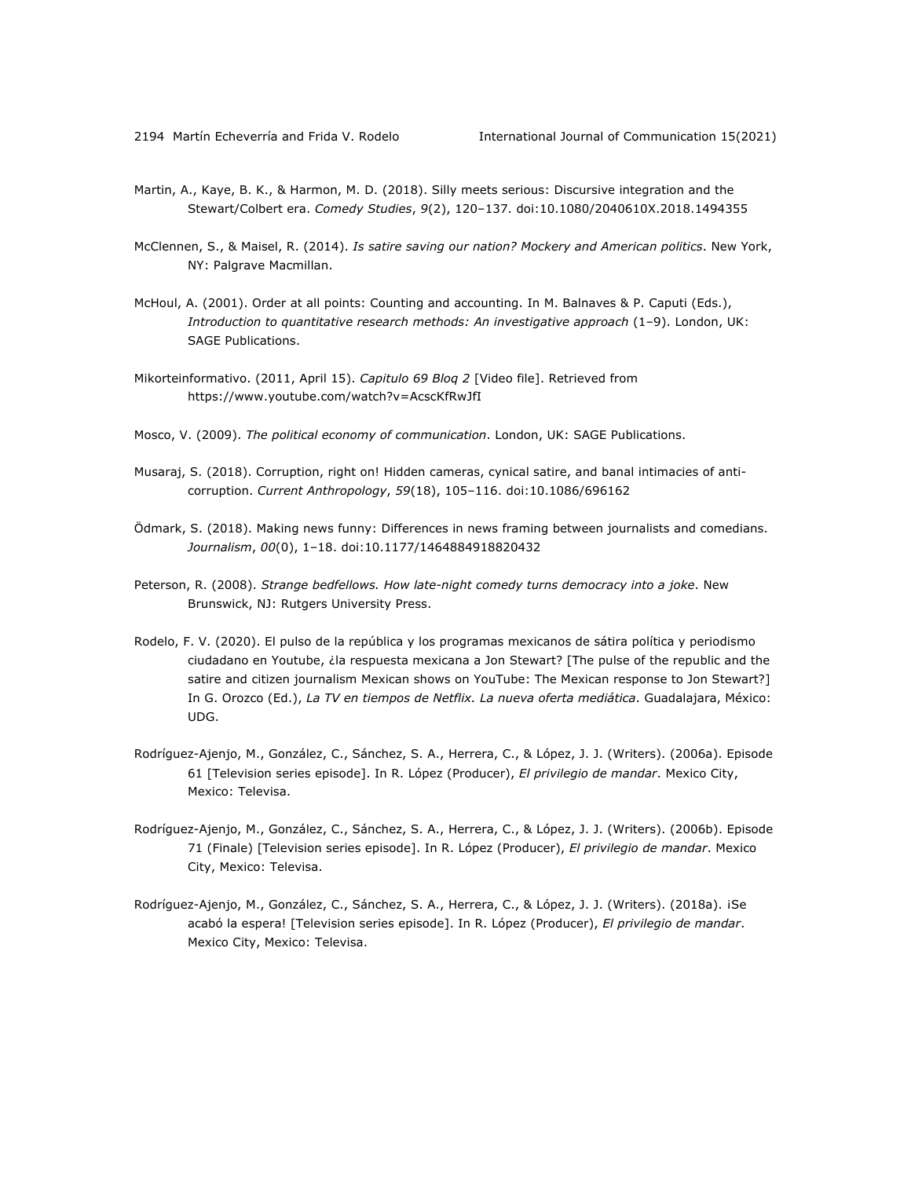Martin, A., Kaye, B. K., & Harmon, M. D. (2018). Silly meets serious: Discursive integration and the Stewart/Colbert era. *Comedy Studies*, *9*(2), 120–137. doi:10.1080/2040610X.2018.1494355

McClennen, S., & Maisel, R. (2014). *Is satire saving our nation? Mockery and American politics*. New York, NY: Palgrave Macmillan.

McHoul, A. (2001). Order at all points: Counting and accounting. In M. Balnaves & P. Caputi (Eds.), *Introduction to quantitative research methods: An investigative approach* (1–9). London, UK: SAGE Publications.

Mikorteinformativo. (2011, April 15). *Capitulo 69 Bloq 2* [Video file]. Retrieved from https://www.youtube.com/watch?v=AcscKfRwJfI

Mosco, V. (2009). *The political economy of communication*. London, UK: SAGE Publications.

Musaraj, S. (2018). Corruption, right on! Hidden cameras, cynical satire, and banal intimacies of anti-corruption. *Current Anthropology*, *59*(18), 105–116. doi:10.1086/696162

Ödmark, S. (2018). Making news funny: Differences in news framing between journalists and comedians. *Journalism*, *00*(0), 1–18. doi:10.1177/1464884918820432

Peterson, R. (2008). *Strange bedfellows. How late-night comedy turns democracy into a joke*. New Brunswick, NJ: Rutgers University Press.

Rodelo, F. V. (2020). El pulso de la república y los programas mexicanos de sátira política y periodismo ciudadano en Youtube, ¿la respuesta mexicana a Jon Stewart? [The pulse of the republic and the satire and citizen journalism Mexican shows on YouTube: The Mexican response to Jon Stewart?] In G. Orozco (Ed.), *La TV en tiempos de Netflix. La nueva oferta mediática*. Guadalajara, México: UDG.

Rodríguez-Ajenjo, M., González, C., Sánchez, S. A., Herrera, C., & López, J. J. (Writers). (2006a). Episode 61 [Television series episode]. In R. López (Producer), *El privilegio de mandar*. Mexico City, Mexico: Televisa.

Rodríguez-Ajenjo, M., González, C., Sánchez, S. A., Herrera, C., & López, J. J. (Writers). (2006b). Episode 71 (Finale) [Television series episode]. In R. López (Producer), *El privilegio de mandar*. Mexico City, Mexico: Televisa.

Rodríguez-Ajenjo, M., González, C., Sánchez, S. A., Herrera, C., & López, J. J. (Writers). (2018a). ¡Se acabó la espera! [Television series episode]. In R. López (Producer), *El privilegio de mandar*. Mexico City, Mexico: Televisa.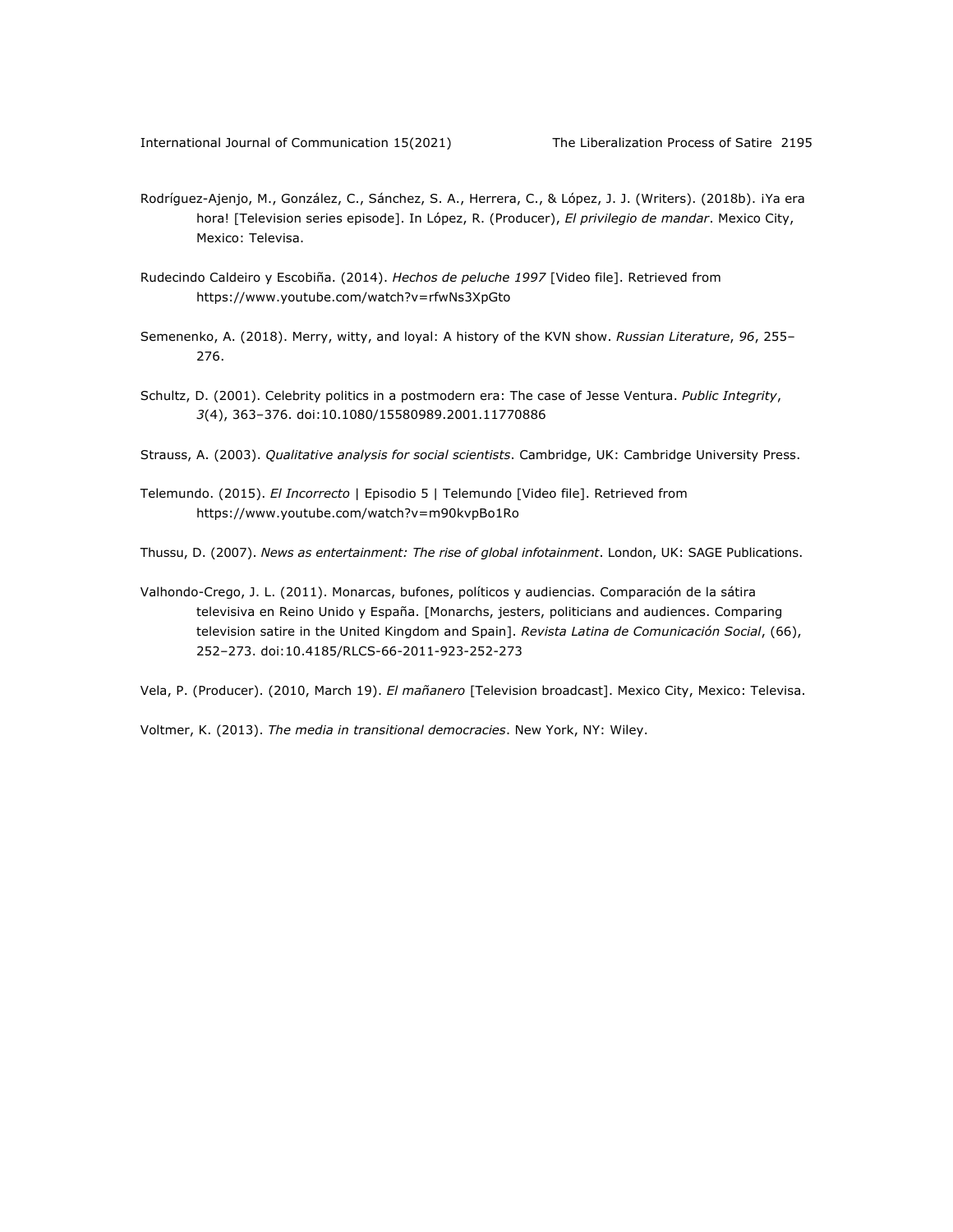Rodríguez-Ajenjo, M., González, C., Sánchez, S. A., Herrera, C., & López, J. J. (Writers). (2018b). ¡Ya era hora! [Television series episode]. In López, R. (Producer), *El privilegio de mandar*. Mexico City, Mexico: Televisa.

Rudecindo Caldeiro y Escobiña. (2014). *Hechos de peluche 1997* [Video file]. Retrieved from https://www.youtube.com/watch?v=rfwNs3XpGto

Semenenko, A. (2018). Merry, witty, and loyal: A history of the KVN show. *Russian Literature*, *96*, 255–276.

Schultz, D. (2001). Celebrity politics in a postmodern era: The case of Jesse Ventura. *Public Integrity*, *3*(4), 363–376. doi:10.1080/15580989.2001.11770886

Strauss, A. (2003). *Qualitative analysis for social scientists*. Cambridge, UK: Cambridge University Press.

Telemundo. (2015). *El Incorrecto* | Episodio 5 | Telemundo [Video file]. Retrieved from https://www.youtube.com/watch?v=m90kvpBo1Ro

Thussu, D. (2007). *News as entertainment: The rise of global infotainment*. London, UK: SAGE Publications.

Valhondo-Crego, J. L. (2011). Monarcas, bufones, políticos y audiencias. Comparación de la sátira televisiva en Reino Unido y España. [Monarchs, jesters, politicians and audiences. Comparing television satire in the United Kingdom and Spain]. *Revista Latina de Comunicación Social*, (66), 252–273. doi:10.4185/RLCS-66-2011-923-252-273

Vela, P. (Producer). (2010, March 19). *El mañanero* [Television broadcast]. Mexico City, Mexico: Televisa.

Voltmer, K. (2013). *The media in transitional democracies*. New York, NY: Wiley.